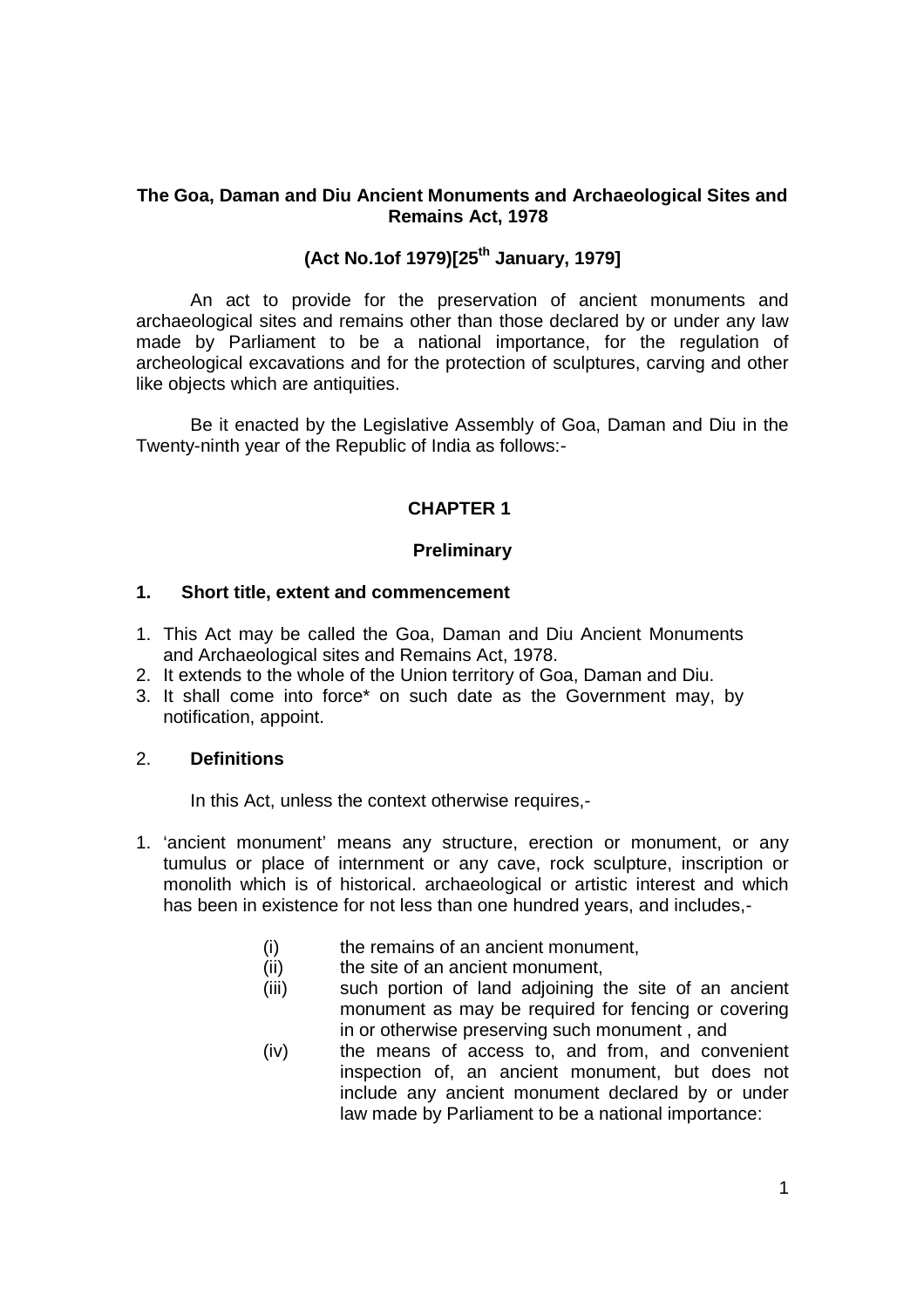**The Goa, Daman and Diu Ancient Monuments and Archaeological Sites and Remains Act, 1978**

**(Act No.1of 1979)[25th January, 1979]**

An act to provide for the preservation of ancient monuments and archaeological sites and remains other than those declared by or under any law made by Parliament to be a national importance, for the regulation of archeological excavations and for the protection of sculptures, carving and other like objects which are antiquities.

Be it enacted by the Legislative Assembly of Goa, Daman and Diu in the Twenty-ninth year of the Republic of India as follows:-

## CHAPTER 1

### Preliminary

**1. Short title, extent and commencement**

1. This Act may be called the Goa, Daman and Diu Ancient Monuments and Archaeological sites and Remains Act, 1978.
2. It extends to the whole of the Union territory of Goa, Daman and Diu.
3. It shall come into force* on such date as the Government may, by notification, appoint.

2. **Definitions**

In this Act, unless the context otherwise requires,-

1. 'ancient monument' means any structure, erection or monument, or any tumulus or place of internment or any cave, rock sculpture, inscription or monolith which is of historical. archaeological or artistic interest and which has been in existence for not less than one hundred years, and includes,-

   (i) the remains of an ancient monument,

   (ii) the site of an ancient monument,

   (iii) such portion of land adjoining the site of an ancient monument as may be required for fencing or covering in or otherwise preserving such monument , and

   (iv) the means of access to, and from, and convenient inspection of, an ancient monument, but does not include any ancient monument declared by or under law made by Parliament to be a national importance: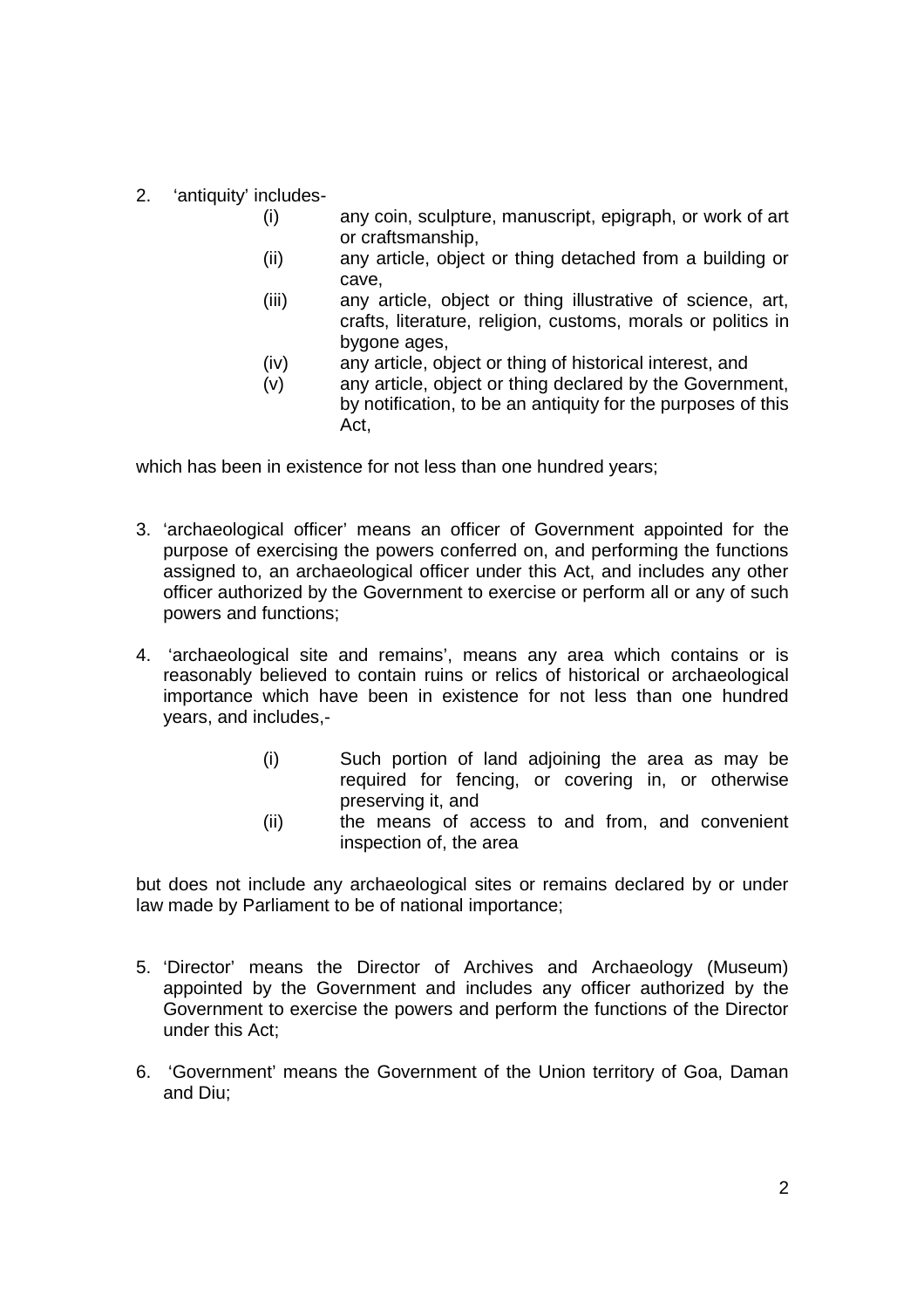2. 'antiquity' includes-

   (i) any coin, sculpture, manuscript, epigraph, or work of art or craftsmanship,
   (ii) any article, object or thing detached from a building or cave,
   (iii) any article, object or thing illustrative of science, art, crafts, literature, religion, customs, morals or politics in bygone ages,
   (iv) any article, object or thing of historical interest, and
   (v) any article, object or thing declared by the Government, by notification, to be an antiquity for the purposes of this Act,

which has been in existence for not less than one hundred years;

3. 'archaeological officer' means an officer of Government appointed for the purpose of exercising the powers conferred on, and performing the functions assigned to, an archaeological officer under this Act, and includes any other officer authorized by the Government to exercise or perform all or any of such powers and functions;

4. 'archaeological site and remains', means any area which contains or is reasonably believed to contain ruins or relics of historical or archaeological importance which have been in existence for not less than one hundred years, and includes,-

   (i) Such portion of land adjoining the area as may be required for fencing, or covering in, or otherwise preserving it, and
   (ii) the means of access to and from, and convenient inspection of, the area

but does not include any archaeological sites or remains declared by or under law made by Parliament to be of national importance;

5. 'Director' means the Director of Archives and Archaeology (Museum) appointed by the Government and includes any officer authorized by the Government to exercise the powers and perform the functions of the Director under this Act;

6. 'Government' means the Government of the Union territory of Goa, Daman and Diu;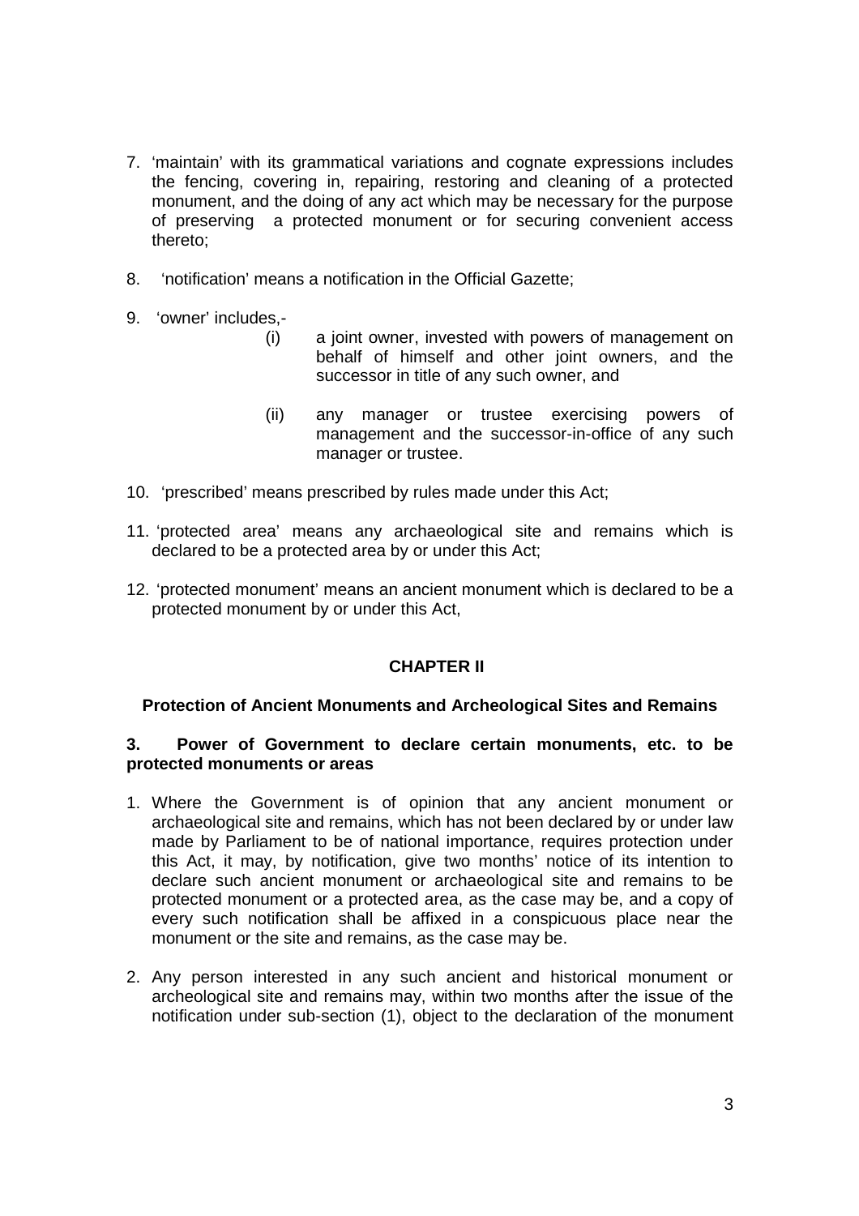7. 'maintain' with its grammatical variations and cognate expressions includes the fencing, covering in, repairing, restoring and cleaning of a protected monument, and the doing of any act which may be necessary for the purpose of preserving a protected monument or for securing convenient access thereto;

8. 'notification' means a notification in the Official Gazette;

9. 'owner' includes,-

   (i) a joint owner, invested with powers of management on behalf of himself and other joint owners, and the successor in title of any such owner, and

   (ii) any manager or trustee exercising powers of management and the successor-in-office of any such manager or trustee.

10. 'prescribed' means prescribed by rules made under this Act;

11. 'protected area' means any archaeological site and remains which is declared to be a protected area by or under this Act;

12. 'protected monument' means an ancient monument which is declared to be a protected monument by or under this Act,

## CHAPTER II

### Protection of Ancient Monuments and Archeological Sites and Remains

**3. Power of Government to declare certain monuments, etc. to be protected monuments or areas**

1. Where the Government is of opinion that any ancient monument or archaeological site and remains, which has not been declared by or under law made by Parliament to be of national importance, requires protection under this Act, it may, by notification, give two months' notice of its intention to declare such ancient monument or archaeological site and remains to be protected monument or a protected area, as the case may be, and a copy of every such notification shall be affixed in a conspicuous place near the monument or the site and remains, as the case may be.

2. Any person interested in any such ancient and historical monument or archeological site and remains may, within two months after the issue of the notification under sub-section (1), object to the declaration of the monument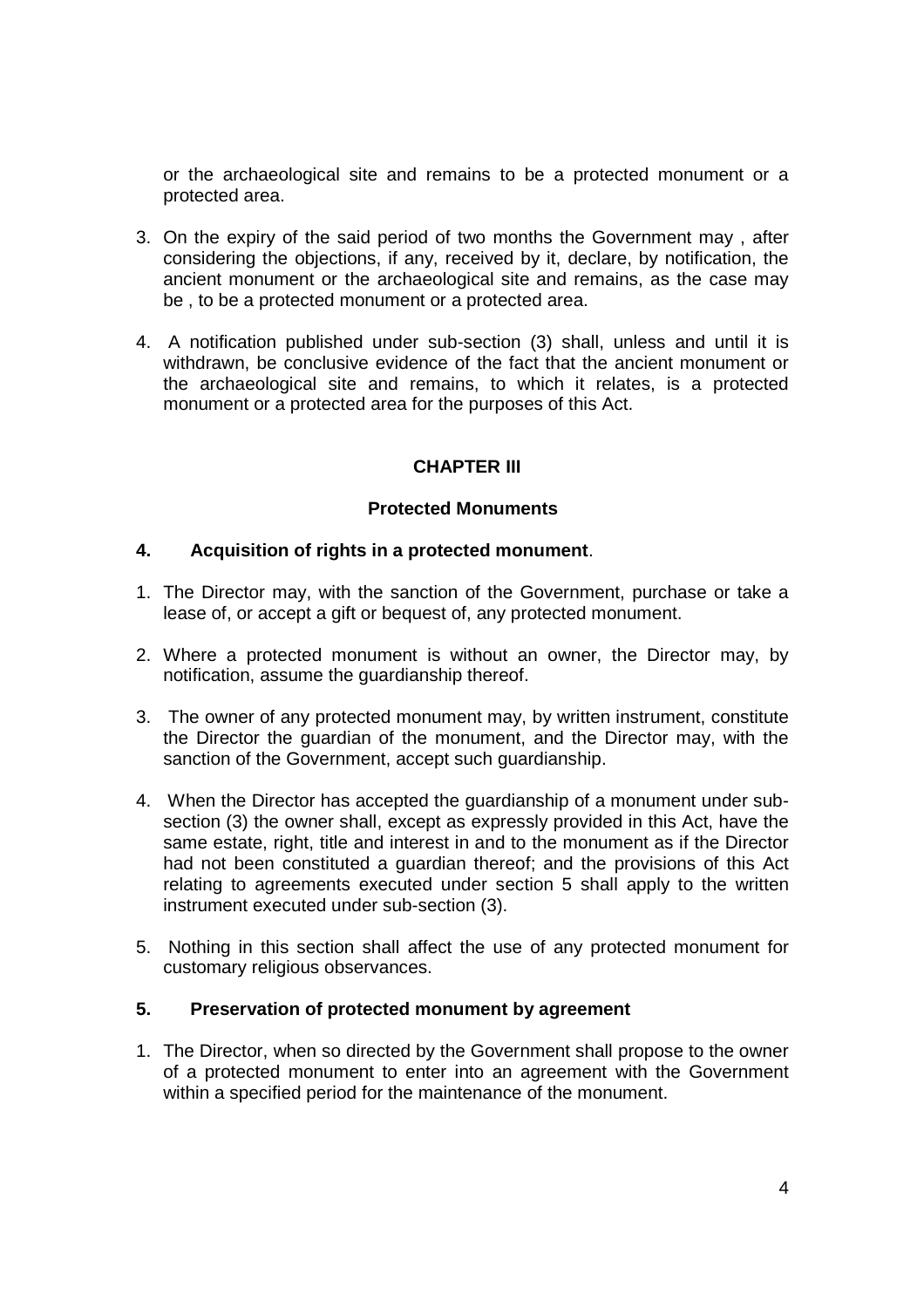or the archaeological site and remains to be a protected monument or a protected area.

3. On the expiry of the said period of two months the Government may , after considering the objections, if any, received by it, declare, by notification, the ancient monument or the archaeological site and remains, as the case may be , to be a protected monument or a protected area.

4. A notification published under sub-section (3) shall, unless and until it is withdrawn, be conclusive evidence of the fact that the ancient monument or the archaeological site and remains, to which it relates, is a protected monument or a protected area for the purposes of this Act.

## CHAPTER III

### Protected Monuments

### 4. Acquisition of rights in a protected monument.

1. The Director may, with the sanction of the Government, purchase or take a lease of, or accept a gift or bequest of, any protected monument.

2. Where a protected monument is without an owner, the Director may, by notification, assume the guardianship thereof.

3. The owner of any protected monument may, by written instrument, constitute the Director the guardian of the monument, and the Director may, with the sanction of the Government, accept such guardianship.

4. When the Director has accepted the guardianship of a monument under sub-section (3) the owner shall, except as expressly provided in this Act, have the same estate, right, title and interest in and to the monument as if the Director had not been constituted a guardian thereof; and the provisions of this Act relating to agreements executed under section 5 shall apply to the written instrument executed under sub-section (3).

5. Nothing in this section shall affect the use of any protected monument for customary religious observances.

### 5. Preservation of protected monument by agreement

1. The Director, when so directed by the Government shall propose to the owner of a protected monument to enter into an agreement with the Government within a specified period for the maintenance of the monument.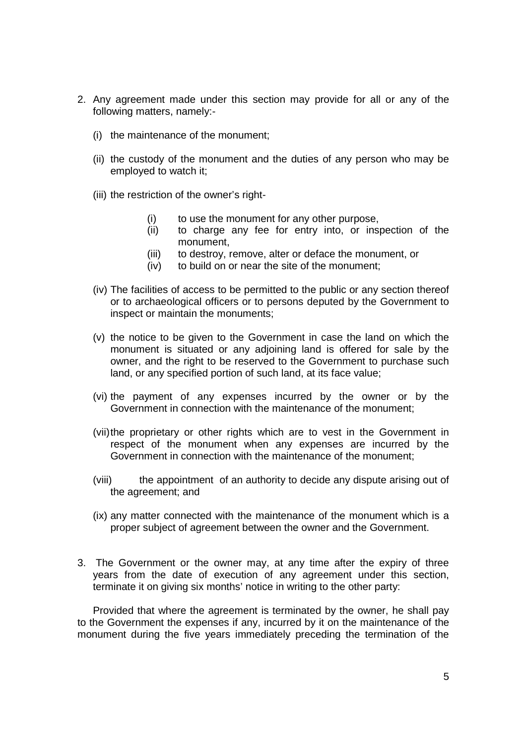2. Any agreement made under this section may provide for all or any of the following matters, namely:-

   (i) the maintenance of the monument;

   (ii) the custody of the monument and the duties of any person who may be employed to watch it;

   (iii) the restriction of the owner's right-

      (i) to use the monument for any other purpose,
      (ii) to charge any fee for entry into, or inspection of the monument,
      (iii) to destroy, remove, alter or deface the monument, or
      (iv) to build on or near the site of the monument;

   (iv) The facilities of access to be permitted to the public or any section thereof or to archaeological officers or to persons deputed by the Government to inspect or maintain the monuments;

   (v) the notice to be given to the Government in case the land on which the monument is situated or any adjoining land is offered for sale by the owner, and the right to be reserved to the Government to purchase such land, or any specified portion of such land, at its face value;

   (vi) the payment of any expenses incurred by the owner or by the Government in connection with the maintenance of the monument;

   (vii) the proprietary or other rights which are to vest in the Government in respect of the monument when any expenses are incurred by the Government in connection with the maintenance of the monument;

   (viii) the appointment of an authority to decide any dispute arising out of the agreement; and

   (ix) any matter connected with the maintenance of the monument which is a proper subject of agreement between the owner and the Government.

3. The Government or the owner may, at any time after the expiry of three years from the date of execution of any agreement under this section, terminate it on giving six months' notice in writing to the other party:

   Provided that where the agreement is terminated by the owner, he shall pay to the Government the expenses if any, incurred by it on the maintenance of the monument during the five years immediately preceding the termination of the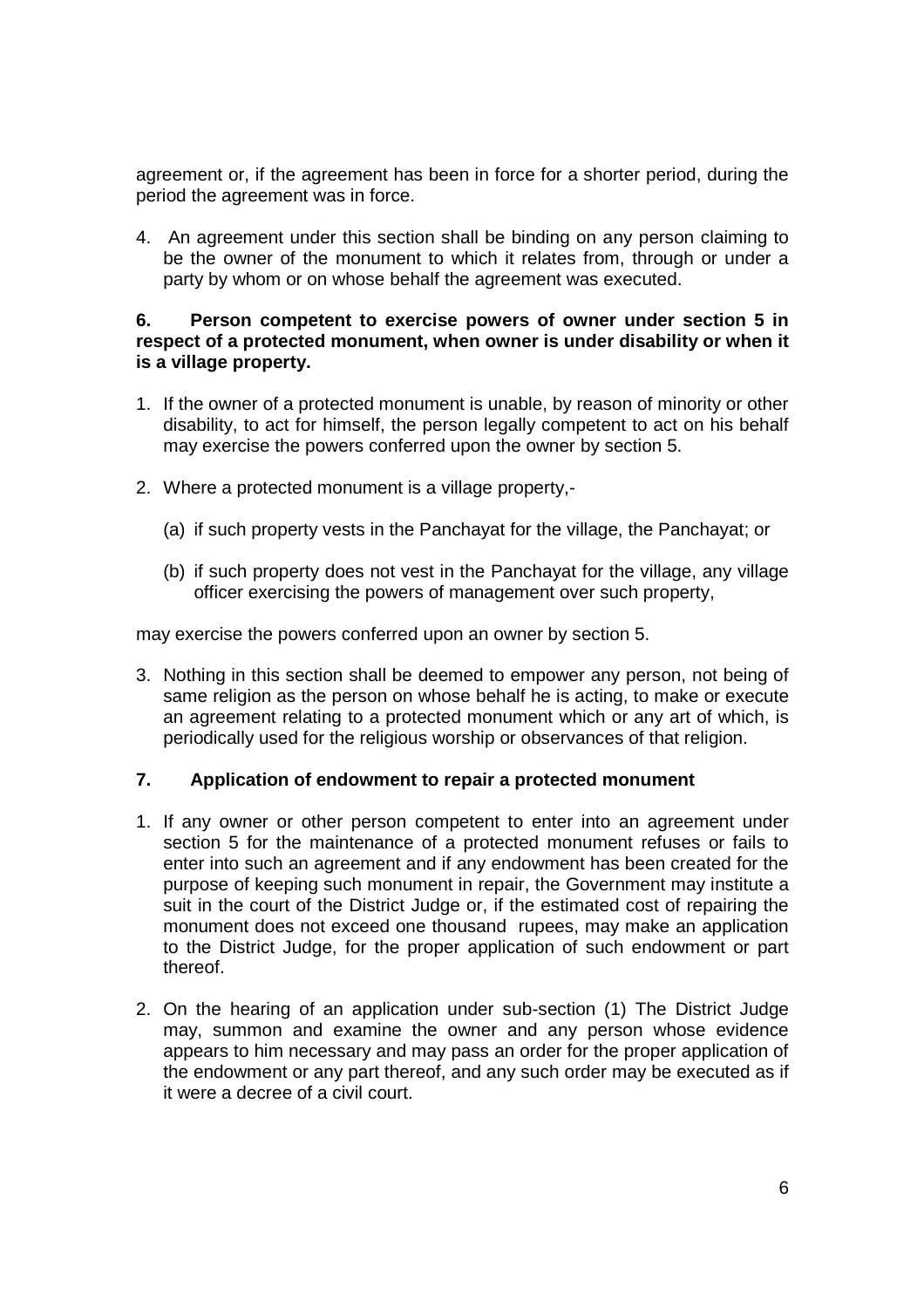agreement or, if the agreement has been in force for a shorter period, during the period the agreement was in force.

4. An agreement under this section shall be binding on any person claiming to be the owner of the monument to which it relates from, through or under a party by whom or on whose behalf the agreement was executed.

**6. Person competent to exercise powers of owner under section 5 in respect of a protected monument, when owner is under disability or when it is a village property.**

1. If the owner of a protected monument is unable, by reason of minority or other disability, to act for himself, the person legally competent to act on his behalf may exercise the powers conferred upon the owner by section 5.

2. Where a protected monument is a village property,-

   (a) if such property vests in the Panchayat for the village, the Panchayat; or

   (b) if such property does not vest in the Panchayat for the village, any village officer exercising the powers of management over such property,

may exercise the powers conferred upon an owner by section 5.

3. Nothing in this section shall be deemed to empower any person, not being of same religion as the person on whose behalf he is acting, to make or execute an agreement relating to a protected monument which or any art of which, is periodically used for the religious worship or observances of that religion.

**7. Application of endowment to repair a protected monument**

1. If any owner or other person competent to enter into an agreement under section 5 for the maintenance of a protected monument refuses or fails to enter into such an agreement and if any endowment has been created for the purpose of keeping such monument in repair, the Government may institute a suit in the court of the District Judge or, if the estimated cost of repairing the monument does not exceed one thousand rupees, may make an application to the District Judge, for the proper application of such endowment or part thereof.

2. On the hearing of an application under sub-section (1) The District Judge may, summon and examine the owner and any person whose evidence appears to him necessary and may pass an order for the proper application of the endowment or any part thereof, and any such order may be executed as if it were a decree of a civil court.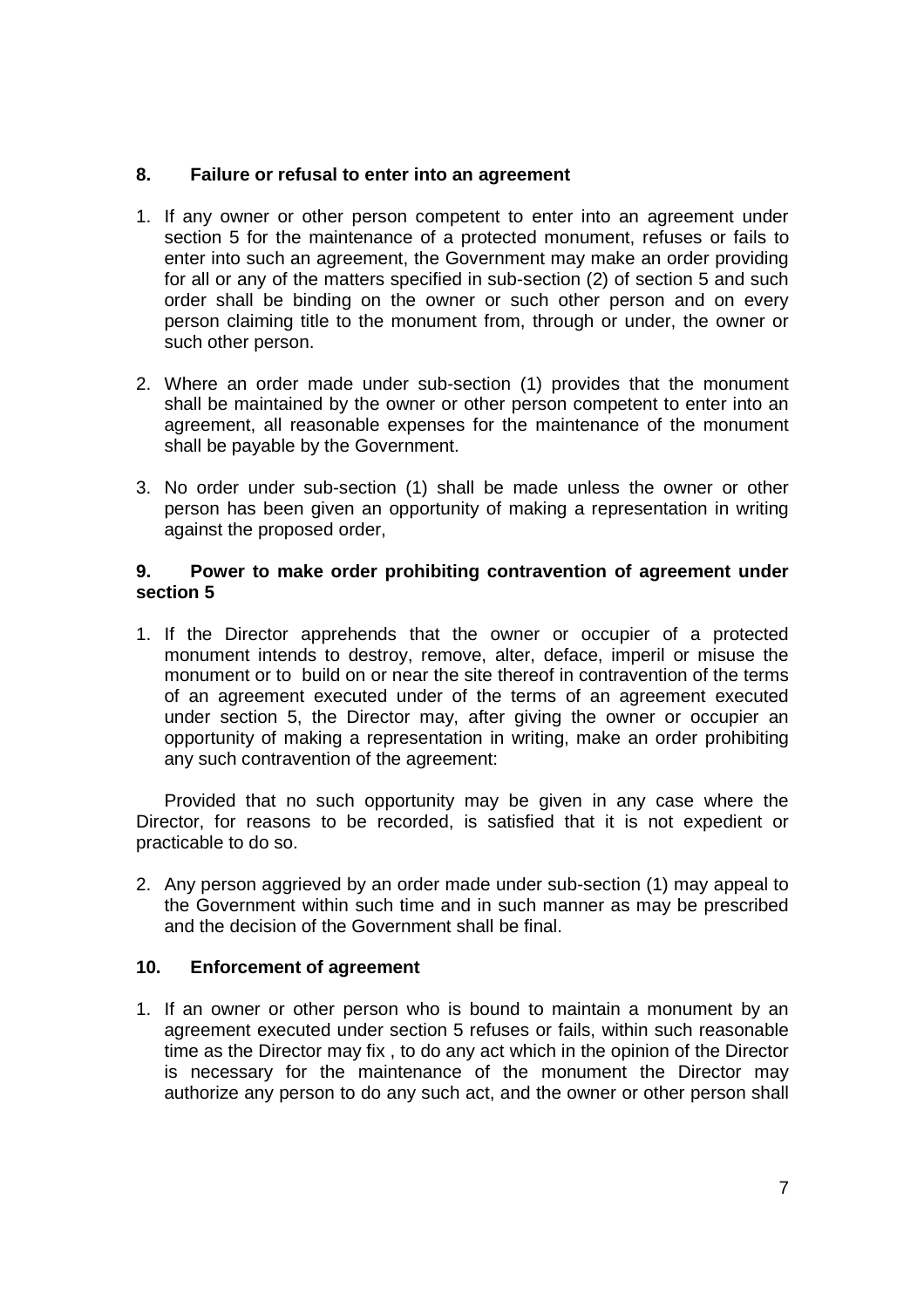### 8. Failure or refusal to enter into an agreement

1. If any owner or other person competent to enter into an agreement under section 5 for the maintenance of a protected monument, refuses or fails to enter into such an agreement, the Government may make an order providing for all or any of the matters specified in sub-section (2) of section 5 and such order shall be binding on the owner or such other person and on every person claiming title to the monument from, through or under, the owner or such other person.

2. Where an order made under sub-section (1) provides that the monument shall be maintained by the owner or other person competent to enter into an agreement, all reasonable expenses for the maintenance of the monument shall be payable by the Government.

3. No order under sub-section (1) shall be made unless the owner or other person has been given an opportunity of making a representation in writing against the proposed order,

### 9. Power to make order prohibiting contravention of agreement under section 5

1. If the Director apprehends that the owner or occupier of a protected monument intends to destroy, remove, alter, deface, imperil or misuse the monument or to build on or near the site thereof in contravention of the terms of an agreement executed under of the terms of an agreement executed under section 5, the Director may, after giving the owner or occupier an opportunity of making a representation in writing, make an order prohibiting any such contravention of the agreement:

   Provided that no such opportunity may be given in any case where the Director, for reasons to be recorded, is satisfied that it is not expedient or practicable to do so.

2. Any person aggrieved by an order made under sub-section (1) may appeal to the Government within such time and in such manner as may be prescribed and the decision of the Government shall be final.

### 10. Enforcement of agreement

1. If an owner or other person who is bound to maintain a monument by an agreement executed under section 5 refuses or fails, within such reasonable time as the Director may fix , to do any act which in the opinion of the Director is necessary for the maintenance of the monument the Director may authorize any person to do any such act, and the owner or other person shall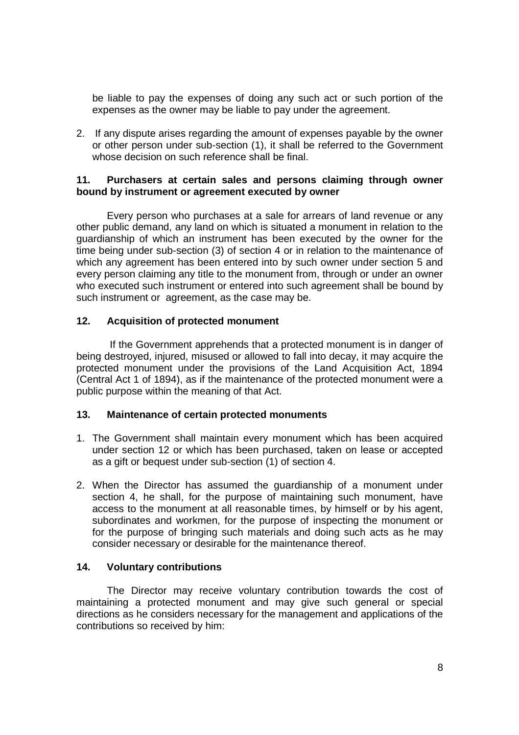be liable to pay the expenses of doing any such act or such portion of the expenses as the owner may be liable to pay under the agreement.

2. If any dispute arises regarding the amount of expenses payable by the owner or other person under sub-section (1), it shall be referred to the Government whose decision on such reference shall be final.

**11. Purchasers at certain sales and persons claiming through owner bound by instrument or agreement executed by owner**

Every person who purchases at a sale for arrears of land revenue or any other public demand, any land on which is situated a monument in relation to the guardianship of which an instrument has been executed by the owner for the time being under sub-section (3) of section 4 or in relation to the maintenance of which any agreement has been entered into by such owner under section 5 and every person claiming any title to the monument from, through or under an owner who executed such instrument or entered into such agreement shall be bound by such instrument or agreement, as the case may be.

**12. Acquisition of protected monument**

If the Government apprehends that a protected monument is in danger of being destroyed, injured, misused or allowed to fall into decay, it may acquire the protected monument under the provisions of the Land Acquisition Act, 1894 (Central Act 1 of 1894), as if the maintenance of the protected monument were a public purpose within the meaning of that Act.

**13. Maintenance of certain protected monuments**

1. The Government shall maintain every monument which has been acquired under section 12 or which has been purchased, taken on lease or accepted as a gift or bequest under sub-section (1) of section 4.

2. When the Director has assumed the guardianship of a monument under section 4, he shall, for the purpose of maintaining such monument, have access to the monument at all reasonable times, by himself or by his agent, subordinates and workmen, for the purpose of inspecting the monument or for the purpose of bringing such materials and doing such acts as he may consider necessary or desirable for the maintenance thereof.

**14. Voluntary contributions**

The Director may receive voluntary contribution towards the cost of maintaining a protected monument and may give such general or special directions as he considers necessary for the management and applications of the contributions so received by him: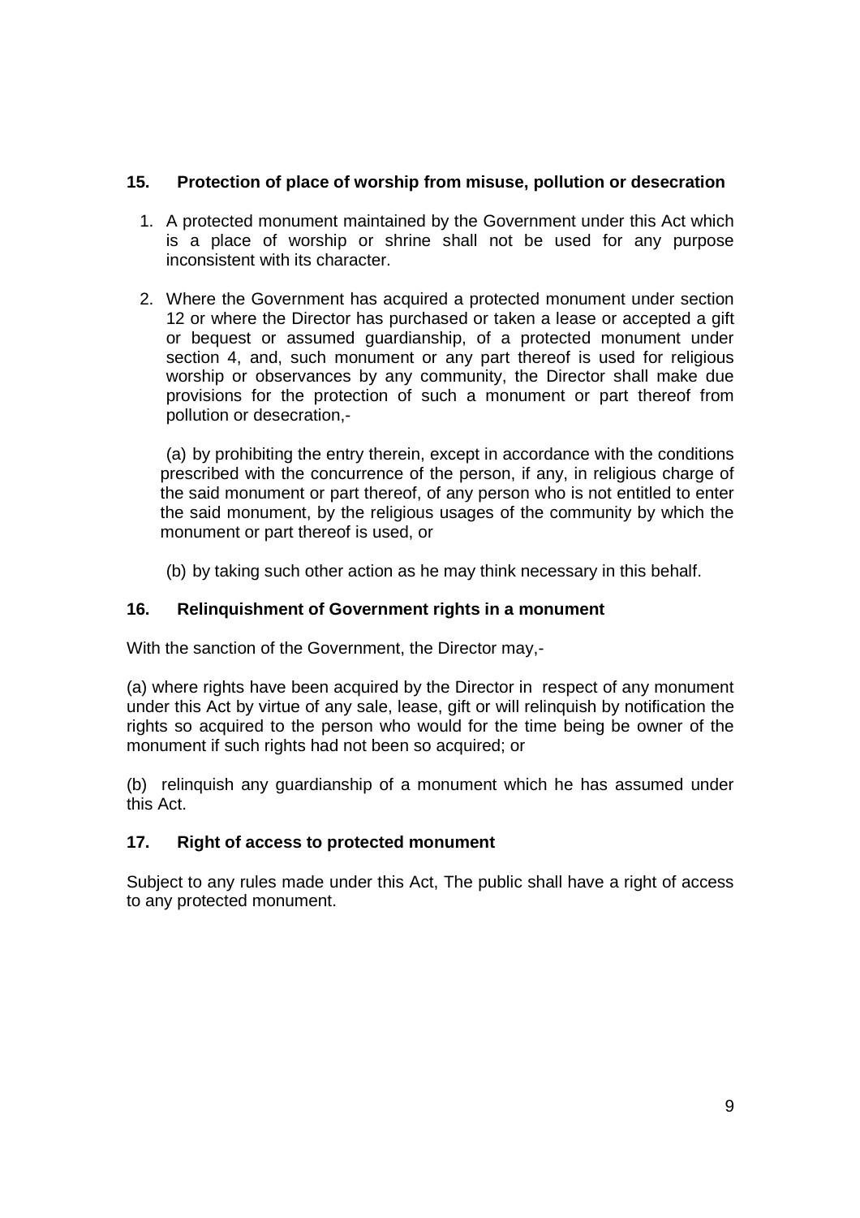## 15. Protection of place of worship from misuse, pollution or desecration

1. A protected monument maintained by the Government under this Act which is a place of worship or shrine shall not be used for any purpose inconsistent with its character.

2. Where the Government has acquired a protected monument under section 12 or where the Director has purchased or taken a lease or accepted a gift or bequest or assumed guardianship, of a protected monument under section 4, and, such monument or any part thereof is used for religious worship or observances by any community, the Director shall make due provisions for the protection of such a monument or part thereof from pollution or desecration,-

   (a) by prohibiting the entry therein, except in accordance with the conditions prescribed with the concurrence of the person, if any, in religious charge of the said monument or part thereof, of any person who is not entitled to enter the said monument, by the religious usages of the community by which the monument or part thereof is used, or

   (b) by taking such other action as he may think necessary in this behalf.

## 16. Relinquishment of Government rights in a monument

With the sanction of the Government, the Director may,-

(a) where rights have been acquired by the Director in respect of any monument under this Act by virtue of any sale, lease, gift or will relinquish by notification the rights so acquired to the person who would for the time being be owner of the monument if such rights had not been so acquired; or

(b) relinquish any guardianship of a monument which he has assumed under this Act.

## 17. Right of access to protected monument

Subject to any rules made under this Act, The public shall have a right of access to any protected monument.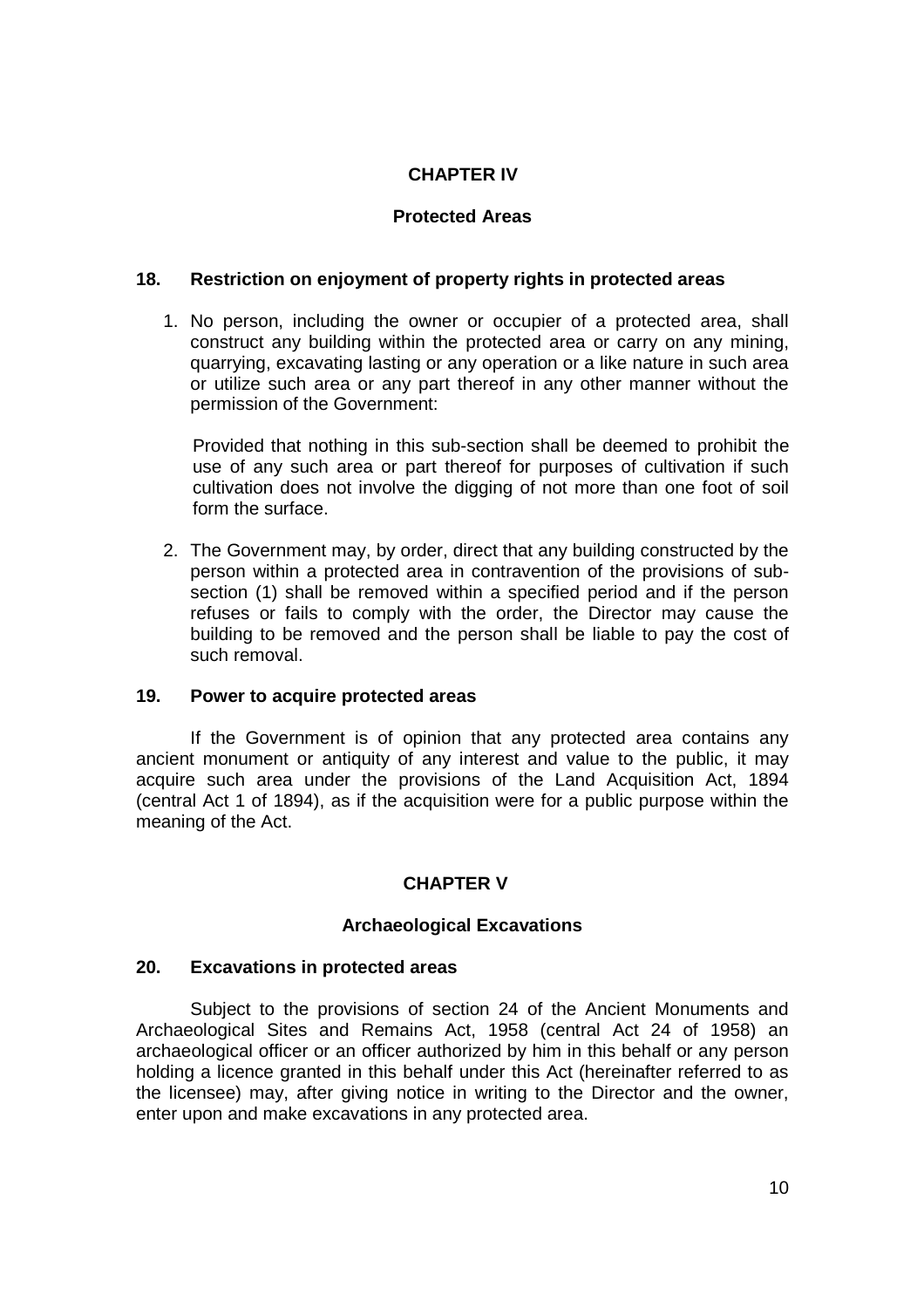## CHAPTER IV

## Protected Areas

### 18. Restriction on enjoyment of property rights in protected areas

1. No person, including the owner or occupier of a protected area, shall construct any building within the protected area or carry on any mining, quarrying, excavating lasting or any operation or a like nature in such area or utilize such area or any part thereof in any other manner without the permission of the Government:

   Provided that nothing in this sub-section shall be deemed to prohibit the use of any such area or part thereof for purposes of cultivation if such cultivation does not involve the digging of not more than one foot of soil form the surface.

2. The Government may, by order, direct that any building constructed by the person within a protected area in contravention of the provisions of sub-section (1) shall be removed within a specified period and if the person refuses or fails to comply with the order, the Director may cause the building to be removed and the person shall be liable to pay the cost of such removal.

### 19. Power to acquire protected areas

If the Government is of opinion that any protected area contains any ancient monument or antiquity of any interest and value to the public, it may acquire such area under the provisions of the Land Acquisition Act, 1894 (central Act 1 of 1894), as if the acquisition were for a public purpose within the meaning of the Act.

## CHAPTER V

## Archaeological Excavations

### 20. Excavations in protected areas

Subject to the provisions of section 24 of the Ancient Monuments and Archaeological Sites and Remains Act, 1958 (central Act 24 of 1958) an archaeological officer or an officer authorized by him in this behalf or any person holding a licence granted in this behalf under this Act (hereinafter referred to as the licensee) may, after giving notice in writing to the Director and the owner, enter upon and make excavations in any protected area.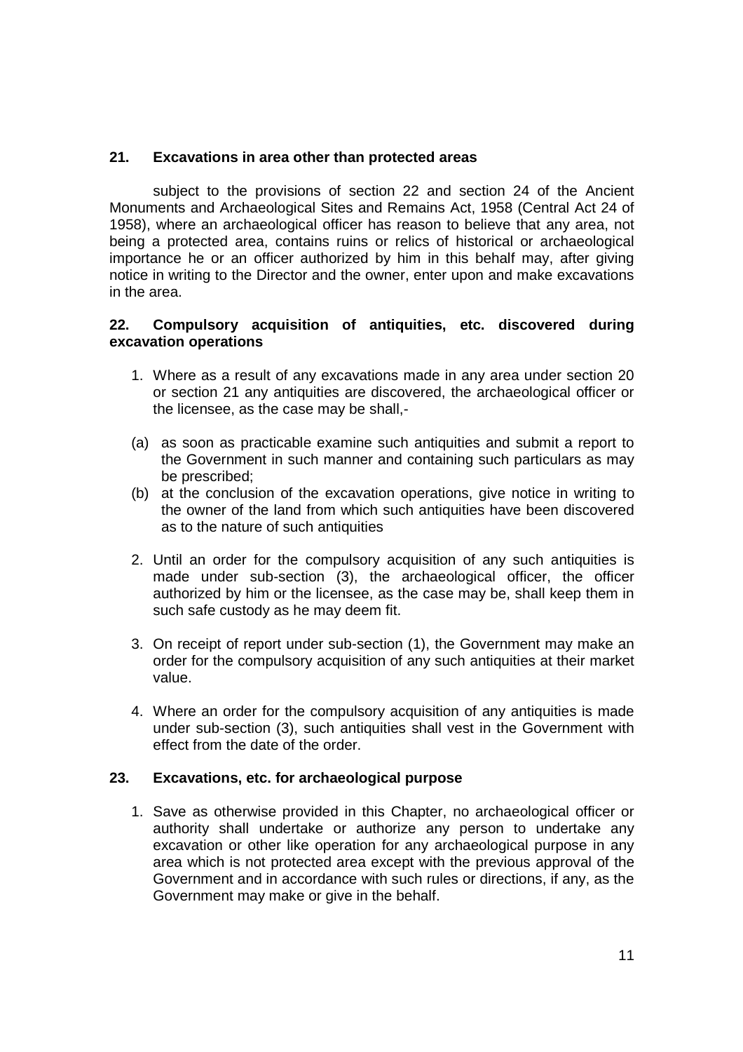## 21. Excavations in area other than protected areas

subject to the provisions of section 22 and section 24 of the Ancient Monuments and Archaeological Sites and Remains Act, 1958 (Central Act 24 of 1958), where an archaeological officer has reason to believe that any area, not being a protected area, contains ruins or relics of historical or archaeological importance he or an officer authorized by him in this behalf may, after giving notice in writing to the Director and the owner, enter upon and make excavations in the area.

## 22. Compulsory acquisition of antiquities, etc. discovered during excavation operations

1. Where as a result of any excavations made in any area under section 20 or section 21 any antiquities are discovered, the archaeological officer or the licensee, as the case may be shall,-

   (a) as soon as practicable examine such antiquities and submit a report to the Government in such manner and containing such particulars as may be prescribed;

   (b) at the conclusion of the excavation operations, give notice in writing to the owner of the land from which such antiquities have been discovered as to the nature of such antiquities

2. Until an order for the compulsory acquisition of any such antiquities is made under sub-section (3), the archaeological officer, the officer authorized by him or the licensee, as the case may be, shall keep them in such safe custody as he may deem fit.

3. On receipt of report under sub-section (1), the Government may make an order for the compulsory acquisition of any such antiquities at their market value.

4. Where an order for the compulsory acquisition of any antiquities is made under sub-section (3), such antiquities shall vest in the Government with effect from the date of the order.

## 23. Excavations, etc. for archaeological purpose

1. Save as otherwise provided in this Chapter, no archaeological officer or authority shall undertake or authorize any person to undertake any excavation or other like operation for any archaeological purpose in any area which is not protected area except with the previous approval of the Government and in accordance with such rules or directions, if any, as the Government may make or give in the behalf.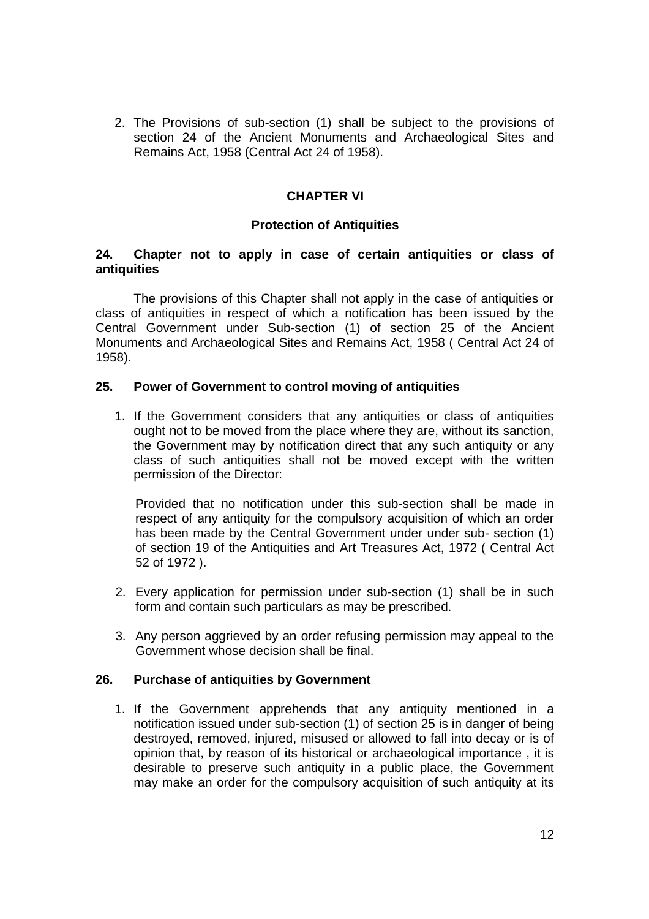2. The Provisions of sub-section (1) shall be subject to the provisions of section 24 of the Ancient Monuments and Archaeological Sites and Remains Act, 1958 (Central Act 24 of 1958).

## CHAPTER VI

## Protection of Antiquities

### 24. Chapter not to apply in case of certain antiquities or class of antiquities

The provisions of this Chapter shall not apply in the case of antiquities or class of antiquities in respect of which a notification has been issued by the Central Government under Sub-section (1) of section 25 of the Ancient Monuments and Archaeological Sites and Remains Act, 1958 ( Central Act 24 of 1958).

### 25. Power of Government to control moving of antiquities

1. If the Government considers that any antiquities or class of antiquities ought not to be moved from the place where they are, without its sanction, the Government may by notification direct that any such antiquity or any class of such antiquities shall not be moved except with the written permission of the Director:

   Provided that no notification under this sub-section shall be made in respect of any antiquity for the compulsory acquisition of which an order has been made by the Central Government under under sub- section (1) of section 19 of the Antiquities and Art Treasures Act, 1972 ( Central Act 52 of 1972 ).

2. Every application for permission under sub-section (1) shall be in such form and contain such particulars as may be prescribed.

3. Any person aggrieved by an order refusing permission may appeal to the Government whose decision shall be final.

### 26. Purchase of antiquities by Government

1. If the Government apprehends that any antiquity mentioned in a notification issued under sub-section (1) of section 25 is in danger of being destroyed, removed, injured, misused or allowed to fall into decay or is of opinion that, by reason of its historical or archaeological importance , it is desirable to preserve such antiquity in a public place, the Government may make an order for the compulsory acquisition of such antiquity at its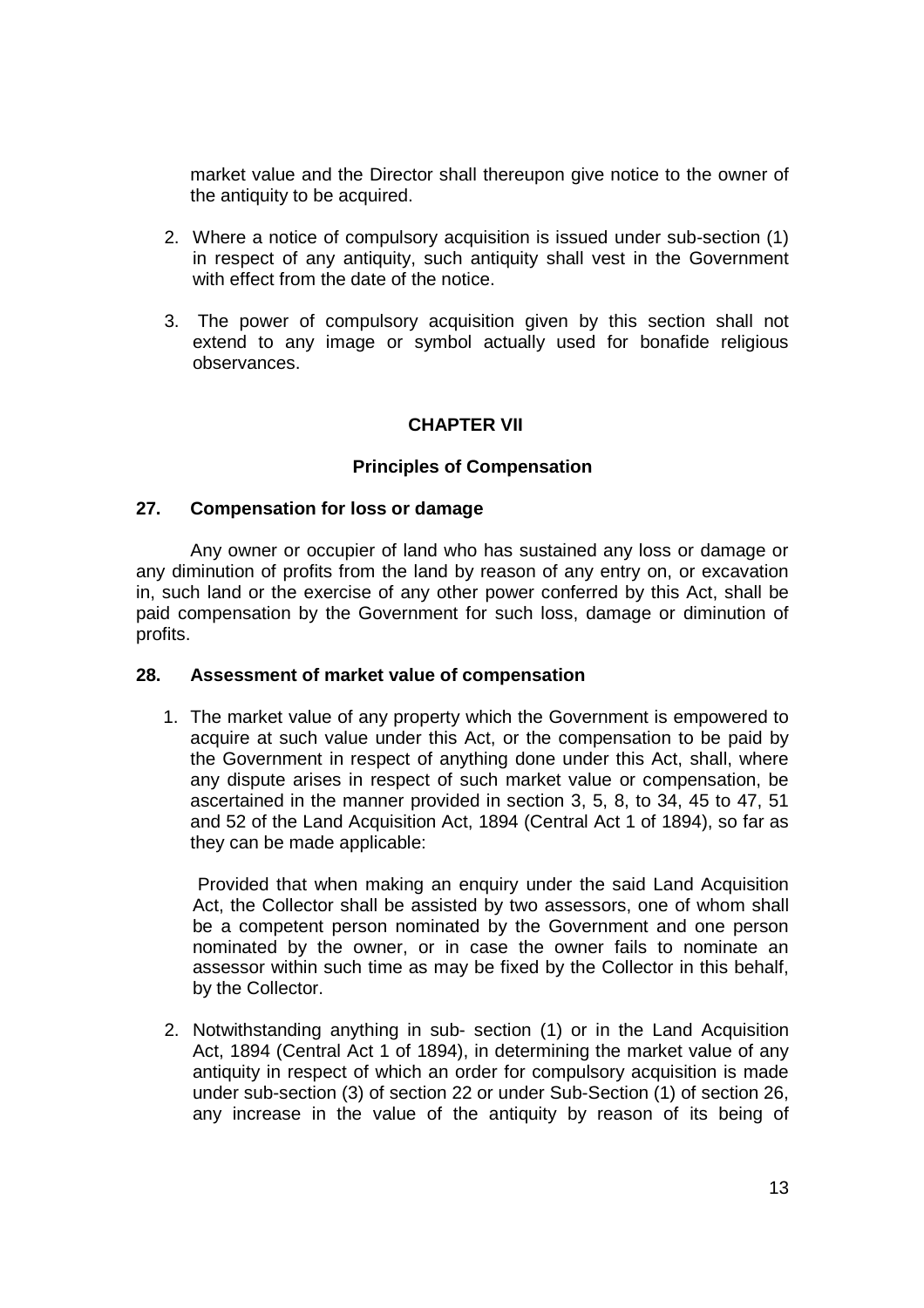market value and the Director shall thereupon give notice to the owner of the antiquity to be acquired.

2. Where a notice of compulsory acquisition is issued under sub-section (1) in respect of any antiquity, such antiquity shall vest in the Government with effect from the date of the notice.

3. The power of compulsory acquisition given by this section shall not extend to any image or symbol actually used for bonafide religious observances.

## CHAPTER VII

### Principles of Compensation

#### 27. Compensation for loss or damage

Any owner or occupier of land who has sustained any loss or damage or any diminution of profits from the land by reason of any entry on, or excavation in, such land or the exercise of any other power conferred by this Act, shall be paid compensation by the Government for such loss, damage or diminution of profits.

#### 28. Assessment of market value of compensation

1. The market value of any property which the Government is empowered to acquire at such value under this Act, or the compensation to be paid by the Government in respect of anything done under this Act, shall, where any dispute arises in respect of such market value or compensation, be ascertained in the manner provided in section 3, 5, 8, to 34, 45 to 47, 51 and 52 of the Land Acquisition Act, 1894 (Central Act 1 of 1894), so far as they can be made applicable:

   Provided that when making an enquiry under the said Land Acquisition Act, the Collector shall be assisted by two assessors, one of whom shall be a competent person nominated by the Government and one person nominated by the owner, or in case the owner fails to nominate an assessor within such time as may be fixed by the Collector in this behalf, by the Collector.

2. Notwithstanding anything in sub- section (1) or in the Land Acquisition Act, 1894 (Central Act 1 of 1894), in determining the market value of any antiquity in respect of which an order for compulsory acquisition is made under sub-section (3) of section 22 or under Sub-Section (1) of section 26, any increase in the value of the antiquity by reason of its being of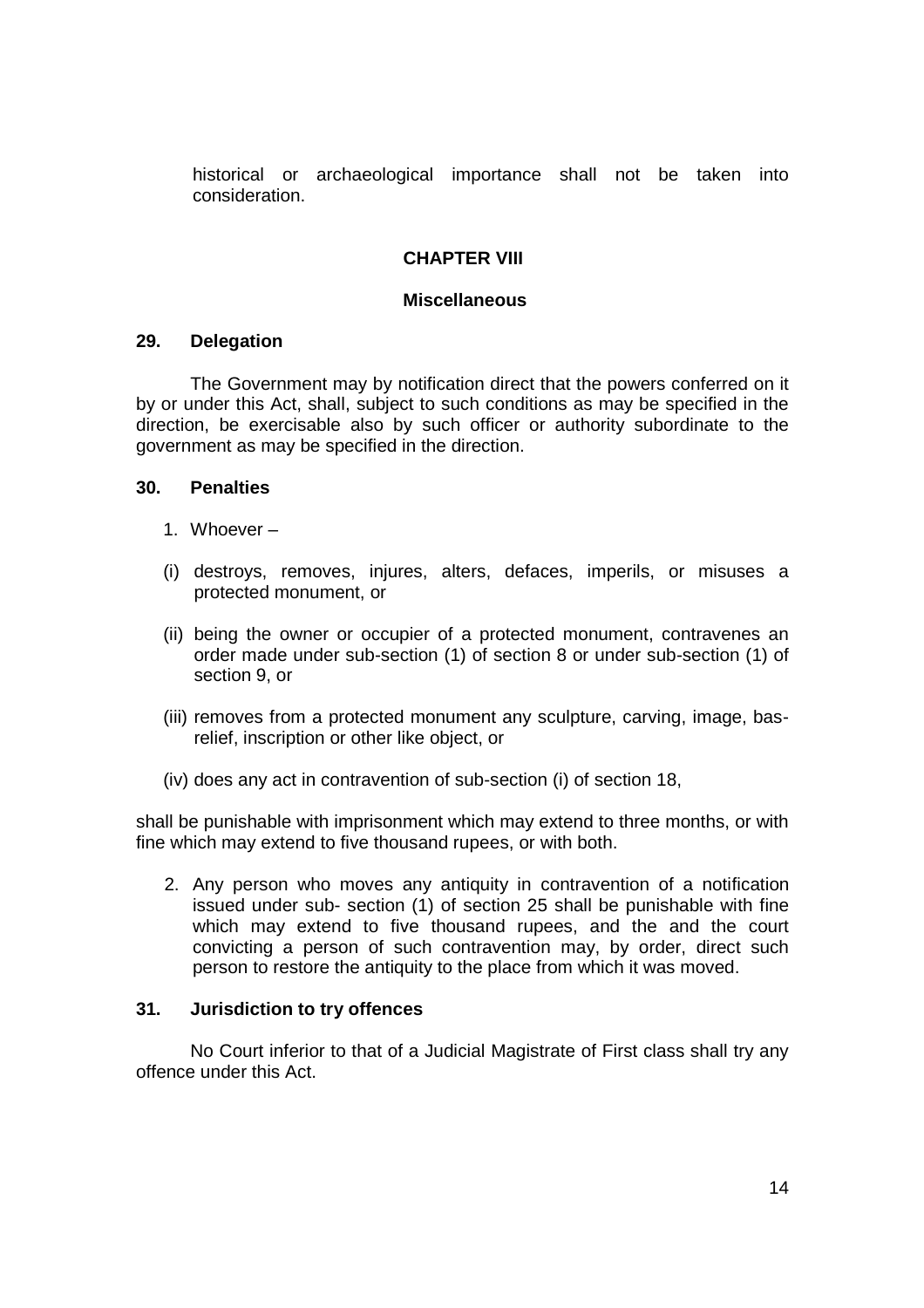historical or archaeological importance shall not be taken into consideration.

## CHAPTER VIII

## Miscellaneous

### 29. Delegation

The Government may by notification direct that the powers conferred on it by or under this Act, shall, subject to such conditions as may be specified in the direction, be exercisable also by such officer or authority subordinate to the government as may be specified in the direction.

### 30. Penalties

1. Whoever –

(i) destroys, removes, injures, alters, defaces, imperils, or misuses a protected monument, or

(ii) being the owner or occupier of a protected monument, contravenes an order made under sub-section (1) of section 8 or under sub-section (1) of section 9, or

(iii) removes from a protected monument any sculpture, carving, image, bas-relief, inscription or other like object, or

(iv) does any act in contravention of sub-section (i) of section 18,

shall be punishable with imprisonment which may extend to three months, or with fine which may extend to five thousand rupees, or with both.

2. Any person who moves any antiquity in contravention of a notification issued under sub- section (1) of section 25 shall be punishable with fine which may extend to five thousand rupees, and the and the court convicting a person of such contravention may, by order, direct such person to restore the antiquity to the place from which it was moved.

### 31. Jurisdiction to try offences

No Court inferior to that of a Judicial Magistrate of First class shall try any offence under this Act.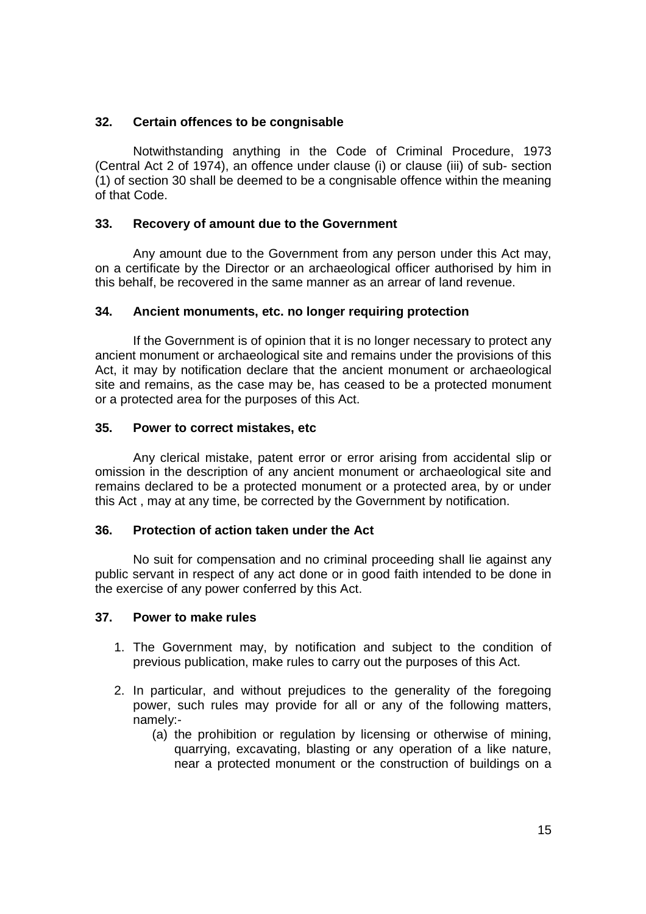**32. Certain offences to be congnisable**

Notwithstanding anything in the Code of Criminal Procedure, 1973 (Central Act 2 of 1974), an offence under clause (i) or clause (iii) of sub- section (1) of section 30 shall be deemed to be a congnisable offence within the meaning of that Code.

**33. Recovery of amount due to the Government**

Any amount due to the Government from any person under this Act may, on a certificate by the Director or an archaeological officer authorised by him in this behalf, be recovered in the same manner as an arrear of land revenue.

**34. Ancient monuments, etc. no longer requiring protection**

If the Government is of opinion that it is no longer necessary to protect any ancient monument or archaeological site and remains under the provisions of this Act, it may by notification declare that the ancient monument or archaeological site and remains, as the case may be, has ceased to be a protected monument or a protected area for the purposes of this Act.

**35. Power to correct mistakes, etc**

Any clerical mistake, patent error or error arising from accidental slip or omission in the description of any ancient monument or archaeological site and remains declared to be a protected monument or a protected area, by or under this Act , may at any time, be corrected by the Government by notification.

**36. Protection of action taken under the Act**

No suit for compensation and no criminal proceeding shall lie against any public servant in respect of any act done or in good faith intended to be done in the exercise of any power conferred by this Act.

**37. Power to make rules**

1. The Government may, by notification and subject to the condition of previous publication, make rules to carry out the purposes of this Act.

2. In particular, and without prejudices to the generality of the foregoing power, such rules may provide for all or any of the following matters, namely:-
    (a) the prohibition or regulation by licensing or otherwise of mining, quarrying, excavating, blasting or any operation of a like nature, near a protected monument or the construction of buildings on a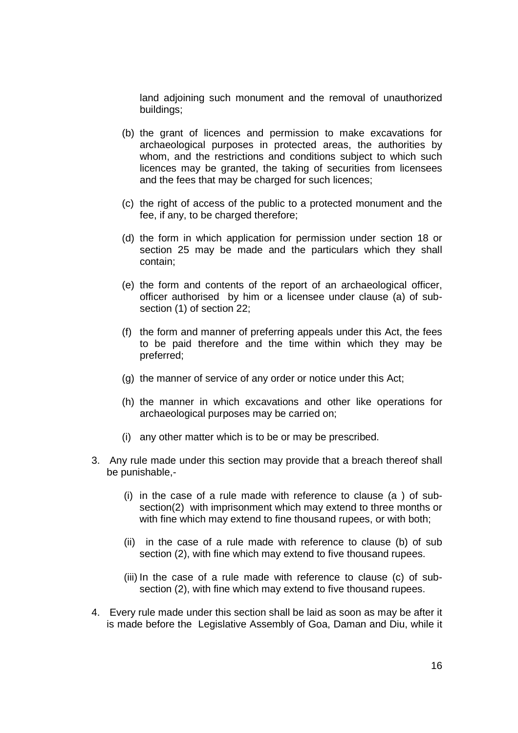land adjoining such monument and the removal of unauthorized buildings;

(b) the grant of licences and permission to make excavations for archaeological purposes in protected areas, the authorities by whom, and the restrictions and conditions subject to which such licences may be granted, the taking of securities from licensees and the fees that may be charged for such licences;

(c) the right of access of the public to a protected monument and the fee, if any, to be charged therefore;

(d) the form in which application for permission under section 18 or section 25 may be made and the particulars which they shall contain;

(e) the form and contents of the report of an archaeological officer, officer authorised by him or a licensee under clause (a) of sub-section (1) of section 22;

(f) the form and manner of preferring appeals under this Act, the fees to be paid therefore and the time within which they may be preferred;

(g) the manner of service of any order or notice under this Act;

(h) the manner in which excavations and other like operations for archaeological purposes may be carried on;

(i) any other matter which is to be or may be prescribed.

3. Any rule made under this section may provide that a breach thereof shall be punishable,-

   (i) in the case of a rule made with reference to clause (a ) of sub-section(2) with imprisonment which may extend to three months or with fine which may extend to fine thousand rupees, or with both;

   (ii) in the case of a rule made with reference to clause (b) of sub section (2), with fine which may extend to five thousand rupees.

   (iii) In the case of a rule made with reference to clause (c) of sub-section (2), with fine which may extend to five thousand rupees.

4. Every rule made under this section shall be laid as soon as may be after it is made before the Legislative Assembly of Goa, Daman and Diu, while it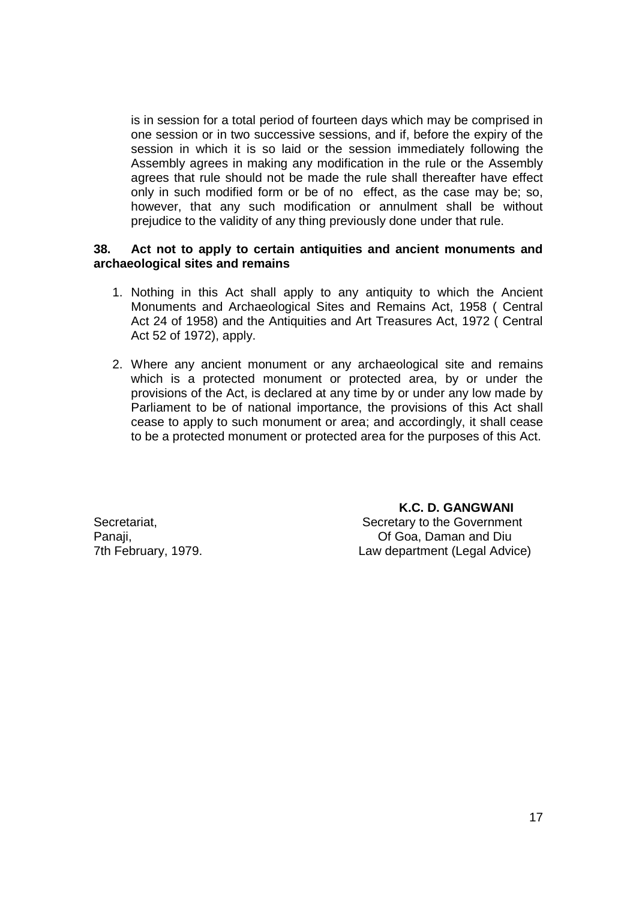is in session for a total period of fourteen days which may be comprised in one session or in two successive sessions, and if, before the expiry of the session in which it is so laid or the session immediately following the Assembly agrees in making any modification in the rule or the Assembly agrees that rule should not be made the rule shall thereafter have effect only in such modified form or be of no effect, as the case may be; so, however, that any such modification or annulment shall be without prejudice to the validity of any thing previously done under that rule.

**38. Act not to apply to certain antiquities and ancient monuments and archaeological sites and remains**

1. Nothing in this Act shall apply to any antiquity to which the Ancient Monuments and Archaeological Sites and Remains Act, 1958 ( Central Act 24 of 1958) and the Antiquities and Art Treasures Act, 1972 ( Central Act 52 of 1972), apply.

2. Where any ancient monument or any archaeological site and remains which is a protected monument or protected area, by or under the provisions of the Act, is declared at any time by or under any low made by Parliament to be of national importance, the provisions of this Act shall cease to apply to such monument or area; and accordingly, it shall cease to be a protected monument or protected area for the purposes of this Act.

**K.C. D. GANGWANI**
Secretary to the Government
Of Goa, Daman and Diu
Law department (Legal Advice)

Secretariat,
Panaji,
7th February, 1979.